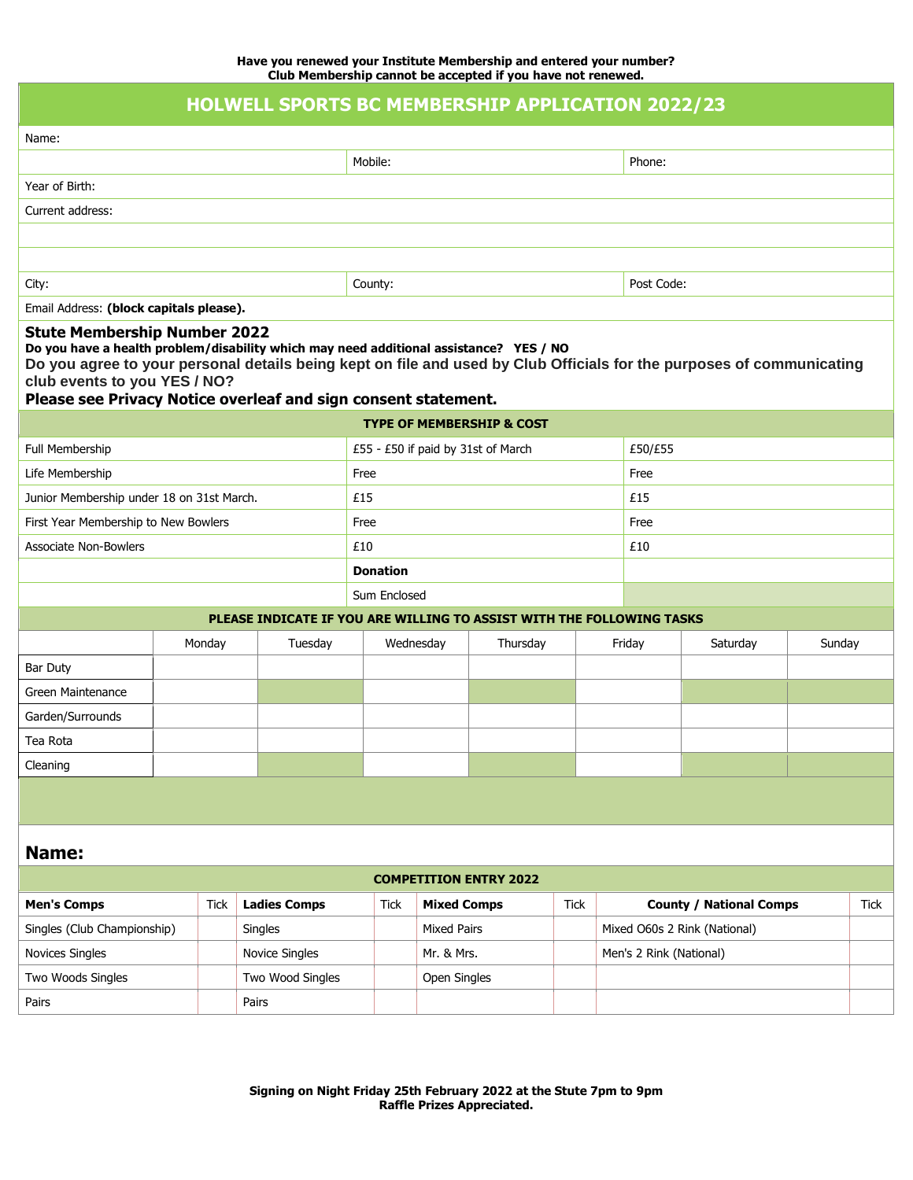**Have you renewed your Institute Membership and entered your number?**
**Club Membership cannot be accepted if you have not renewed.**

# HOLWELL SPORTS BC MEMBERSHIP APPLICATION 2022/23

| Name: | | |
|---|---|---|
| | Mobile: | Phone: |
| Year of Birth: | | |
| Current address: | | |
| | | |
| | | |
| City: | County: | Post Code: |
| Email Address: **(block capitals please).** | | |

**Stute Membership Number 2022**

**Do you have a health problem/disability which may need additional assistance? YES / NO**

**Do you agree to your personal details being kept on file and used by Club Officials for the purposes of communicating club events to you YES / NO?**

**Please see Privacy Notice overleaf and sign consent statement.**

| TYPE OF MEMBERSHIP & COST | | |
|---|---|---|
| Full Membership | £55 - £50 if paid by 31st of March | £50/£55 |
| Life Membership | Free | Free |
| Junior Membership under 18 on 31st March. | £15 | £15 |
| First Year Membership to New Bowlers | Free | Free |
| Associate Non-Bowlers | £10 | £10 |
| | **Donation** | |
| | Sum Enclosed | |

**PLEASE INDICATE IF YOU ARE WILLING TO ASSIST WITH THE FOLLOWING TASKS**

| | Monday | Tuesday | Wednesday | Thursday | Friday | Saturday | Sunday |
|---|---|---|---|---|---|---|---|
| Bar Duty | | | | | | | |
| Green Maintenance | | | | | | | |
| Garden/Surrounds | | | | | | | |
| Tea Rota | | | | | | | |
| Cleaning | | | | | | | |

## Name:

**COMPETITION ENTRY 2022**

| **Men's Comps** | Tick | **Ladies Comps** | Tick | **Mixed Comps** | Tick | **County / National Comps** | Tick |
|---|---|---|---|---|---|---|---|
| Singles (Club Championship) | | Singles | | Mixed Pairs | | Mixed O60s 2 Rink (National) | |
| Novices Singles | | Novice Singles | | Mr. & Mrs. | | Men's 2 Rink (National) | |
| Two Woods Singles | | Two Wood Singles | | Open Singles | | | |
| Pairs | | Pairs | | | | | |

**Signing on Night Friday 25th February 2022 at the Stute 7pm to 9pm**
**Raffle Prizes Appreciated.**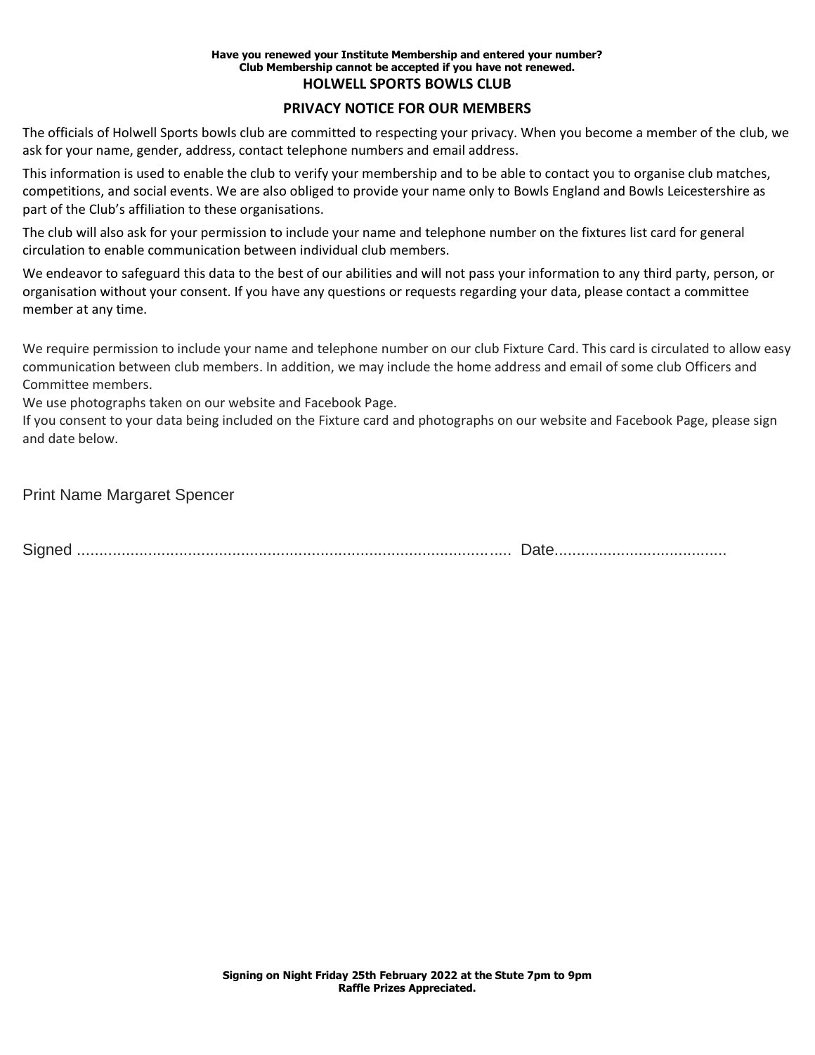**Have you renewed your Institute Membership and entered your number?**
**Club Membership cannot be accepted if you have not renewed.**

# HOLWELL SPORTS BOWLS CLUB

## PRIVACY NOTICE FOR OUR MEMBERS

The officials of Holwell Sports bowls club are committed to respecting your privacy. When you become a member of the club, we ask for your name, gender, address, contact telephone numbers and email address.

This information is used to enable the club to verify your membership and to be able to contact you to organise club matches, competitions, and social events. We are also obliged to provide your name only to Bowls England and Bowls Leicestershire as part of the Club's affiliation to these organisations.

The club will also ask for your permission to include your name and telephone number on the fixtures list card for general circulation to enable communication between individual club members.

We endeavor to safeguard this data to the best of our abilities and will not pass your information to any third party, person, or organisation without your consent. If you have any questions or requests regarding your data, please contact a committee member at any time.

We require permission to include your name and telephone number on our club Fixture Card. This card is circulated to allow easy communication between club members. In addition, we may include the home address and email of some club Officers and Committee members.
We use photographs taken on our website and Facebook Page.
If you consent to your data being included on the Fixture card and photographs on our website and Facebook Page, please sign and date below.

Print Name Margaret Spencer

Signed ................................................................................................ Date......................................

**Signing on Night Friday 25th February 2022 at the Stute 7pm to 9pm**
**Raffle Prizes Appreciated.**